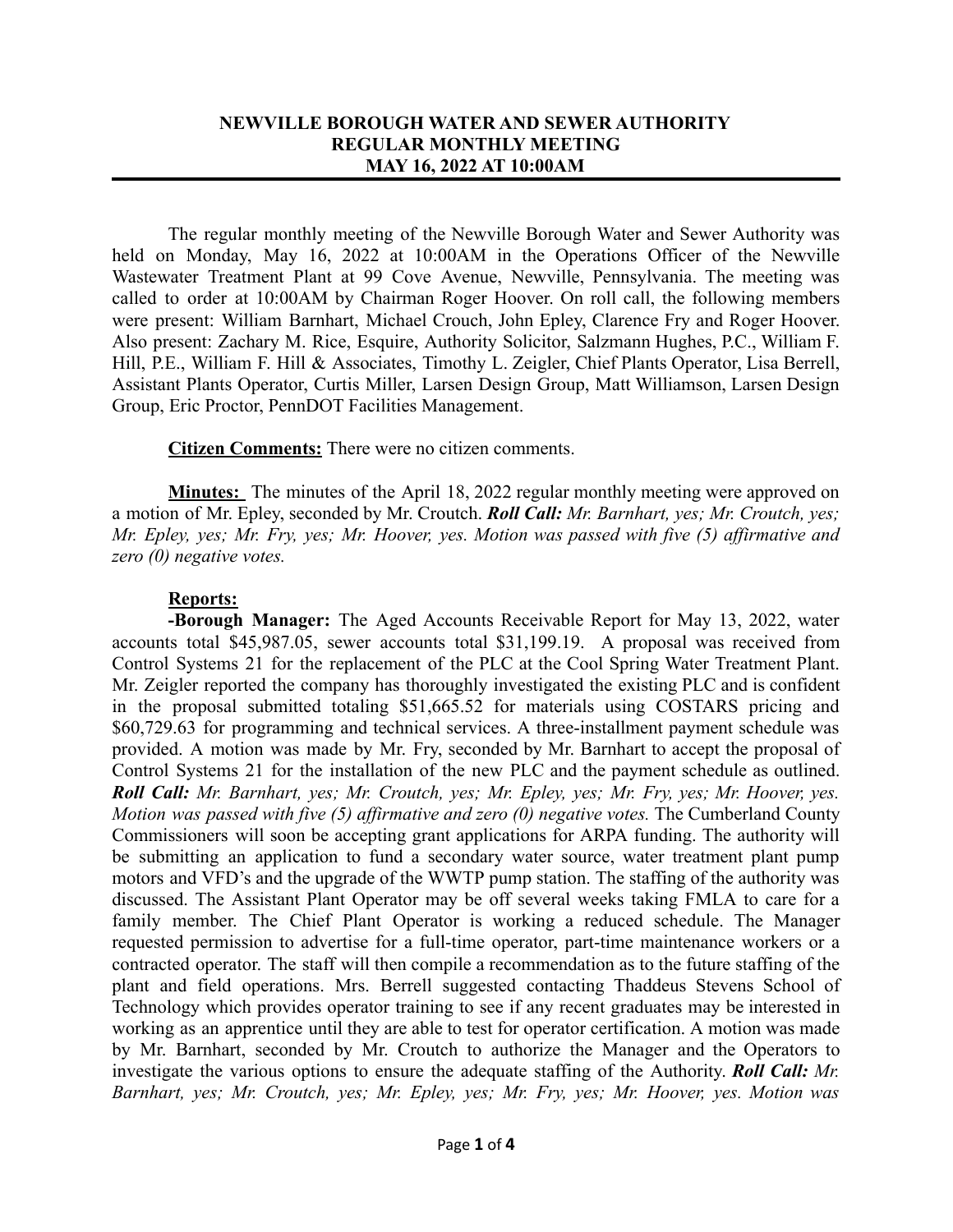**NEWVILLE BOROUGH WATER AND SEWER AUTHORITY**
**REGULAR MONTHLY MEETING**
**MAY 16, 2022 AT 10:00AM**

The regular monthly meeting of the Newville Borough Water and Sewer Authority was held on Monday, May 16, 2022 at 10:00AM in the Operations Officer of the Newville Wastewater Treatment Plant at 99 Cove Avenue, Newville, Pennsylvania. The meeting was called to order at 10:00AM by Chairman Roger Hoover. On roll call, the following members were present: William Barnhart, Michael Crouch, John Epley, Clarence Fry and Roger Hoover. Also present: Zachary M. Rice, Esquire, Authority Solicitor, Salzmann Hughes, P.C., William F. Hill, P.E., William F. Hill & Associates, Timothy L. Zeigler, Chief Plants Operator, Lisa Berrell, Assistant Plants Operator, Curtis Miller, Larsen Design Group, Matt Williamson, Larsen Design Group, Eric Proctor, PennDOT Facilities Management.

**Citizen Comments:** There were no citizen comments.

**Minutes:** The minutes of the April 18, 2022 regular monthly meeting were approved on a motion of Mr. Epley, seconded by Mr. Croutch. ***Roll Call:*** *Mr. Barnhart, yes; Mr. Croutch, yes; Mr. Epley, yes; Mr. Fry, yes; Mr. Hoover, yes. Motion was passed with five (5) affirmative and zero (0) negative votes.*

**Reports:**

**-Borough Manager:** The Aged Accounts Receivable Report for May 13, 2022, water accounts total $45,987.05, sewer accounts total $31,199.19. A proposal was received from Control Systems 21 for the replacement of the PLC at the Cool Spring Water Treatment Plant. Mr. Zeigler reported the company has thoroughly investigated the existing PLC and is confident in the proposal submitted totaling $51,665.52 for materials using COSTARS pricing and $60,729.63 for programming and technical services. A three-installment payment schedule was provided. A motion was made by Mr. Fry, seconded by Mr. Barnhart to accept the proposal of Control Systems 21 for the installation of the new PLC and the payment schedule as outlined. ***Roll Call:*** *Mr. Barnhart, yes; Mr. Croutch, yes; Mr. Epley, yes; Mr. Fry, yes; Mr. Hoover, yes. Motion was passed with five (5) affirmative and zero (0) negative votes.* The Cumberland County Commissioners will soon be accepting grant applications for ARPA funding. The authority will be submitting an application to fund a secondary water source, water treatment plant pump motors and VFD's and the upgrade of the WWTP pump station. The staffing of the authority was discussed. The Assistant Plant Operator may be off several weeks taking FMLA to care for a family member. The Chief Plant Operator is working a reduced schedule. The Manager requested permission to advertise for a full-time operator, part-time maintenance workers or a contracted operator. The staff will then compile a recommendation as to the future staffing of the plant and field operations. Mrs. Berrell suggested contacting Thaddeus Stevens School of Technology which provides operator training to see if any recent graduates may be interested in working as an apprentice until they are able to test for operator certification. A motion was made by Mr. Barnhart, seconded by Mr. Croutch to authorize the Manager and the Operators to investigate the various options to ensure the adequate staffing of the Authority. ***Roll Call:*** *Mr. Barnhart, yes; Mr. Croutch, yes; Mr. Epley, yes; Mr. Fry, yes; Mr. Hoover, yes. Motion was*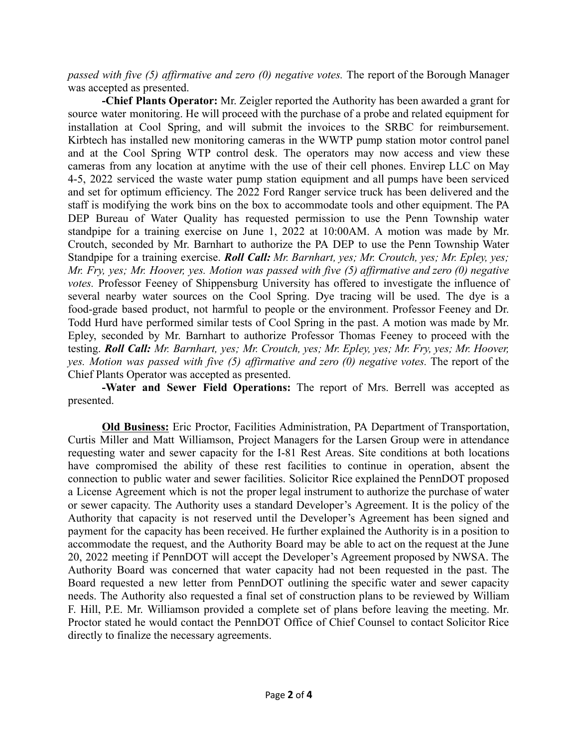*passed with five (5) affirmative and zero (0) negative votes.* The report of the Borough Manager was accepted as presented.

**-Chief Plants Operator:** Mr. Zeigler reported the Authority has been awarded a grant for source water monitoring. He will proceed with the purchase of a probe and related equipment for installation at Cool Spring, and will submit the invoices to the SRBC for reimbursement. Kirbtech has installed new monitoring cameras in the WWTP pump station motor control panel and at the Cool Spring WTP control desk. The operators may now access and view these cameras from any location at anytime with the use of their cell phones. Envirep LLC on May 4-5, 2022 serviced the waste water pump station equipment and all pumps have been serviced and set for optimum efficiency. The 2022 Ford Ranger service truck has been delivered and the staff is modifying the work bins on the box to accommodate tools and other equipment. The PA DEP Bureau of Water Quality has requested permission to use the Penn Township water standpipe for a training exercise on June 1, 2022 at 10:00AM. A motion was made by Mr. Croutch, seconded by Mr. Barnhart to authorize the PA DEP to use the Penn Township Water Standpipe for a training exercise. ***Roll Call:*** *Mr. Barnhart, yes; Mr. Croutch, yes; Mr. Epley, yes; Mr. Fry, yes; Mr. Hoover, yes. Motion was passed with five (5) affirmative and zero (0) negative votes.* Professor Feeney of Shippensburg University has offered to investigate the influence of several nearby water sources on the Cool Spring. Dye tracing will be used. The dye is a food-grade based product, not harmful to people or the environment. Professor Feeney and Dr. Todd Hurd have performed similar tests of Cool Spring in the past. A motion was made by Mr. Epley, seconded by Mr. Barnhart to authorize Professor Thomas Feeney to proceed with the testing. ***Roll Call:*** *Mr. Barnhart, yes; Mr. Croutch, yes; Mr. Epley, yes; Mr. Fry, yes; Mr. Hoover, yes. Motion was passed with five (5) affirmative and zero (0) negative votes.* The report of the Chief Plants Operator was accepted as presented.

**-Water and Sewer Field Operations:** The report of Mrs. Berrell was accepted as presented.

**Old Business:** Eric Proctor, Facilities Administration, PA Department of Transportation, Curtis Miller and Matt Williamson, Project Managers for the Larsen Group were in attendance requesting water and sewer capacity for the I-81 Rest Areas. Site conditions at both locations have compromised the ability of these rest facilities to continue in operation, absent the connection to public water and sewer facilities. Solicitor Rice explained the PennDOT proposed a License Agreement which is not the proper legal instrument to authorize the purchase of water or sewer capacity. The Authority uses a standard Developer's Agreement. It is the policy of the Authority that capacity is not reserved until the Developer's Agreement has been signed and payment for the capacity has been received. He further explained the Authority is in a position to accommodate the request, and the Authority Board may be able to act on the request at the June 20, 2022 meeting if PennDOT will accept the Developer's Agreement proposed by NWSA. The Authority Board was concerned that water capacity had not been requested in the past. The Board requested a new letter from PennDOT outlining the specific water and sewer capacity needs. The Authority also requested a final set of construction plans to be reviewed by William F. Hill, P.E. Mr. Williamson provided a complete set of plans before leaving the meeting. Mr. Proctor stated he would contact the PennDOT Office of Chief Counsel to contact Solicitor Rice directly to finalize the necessary agreements.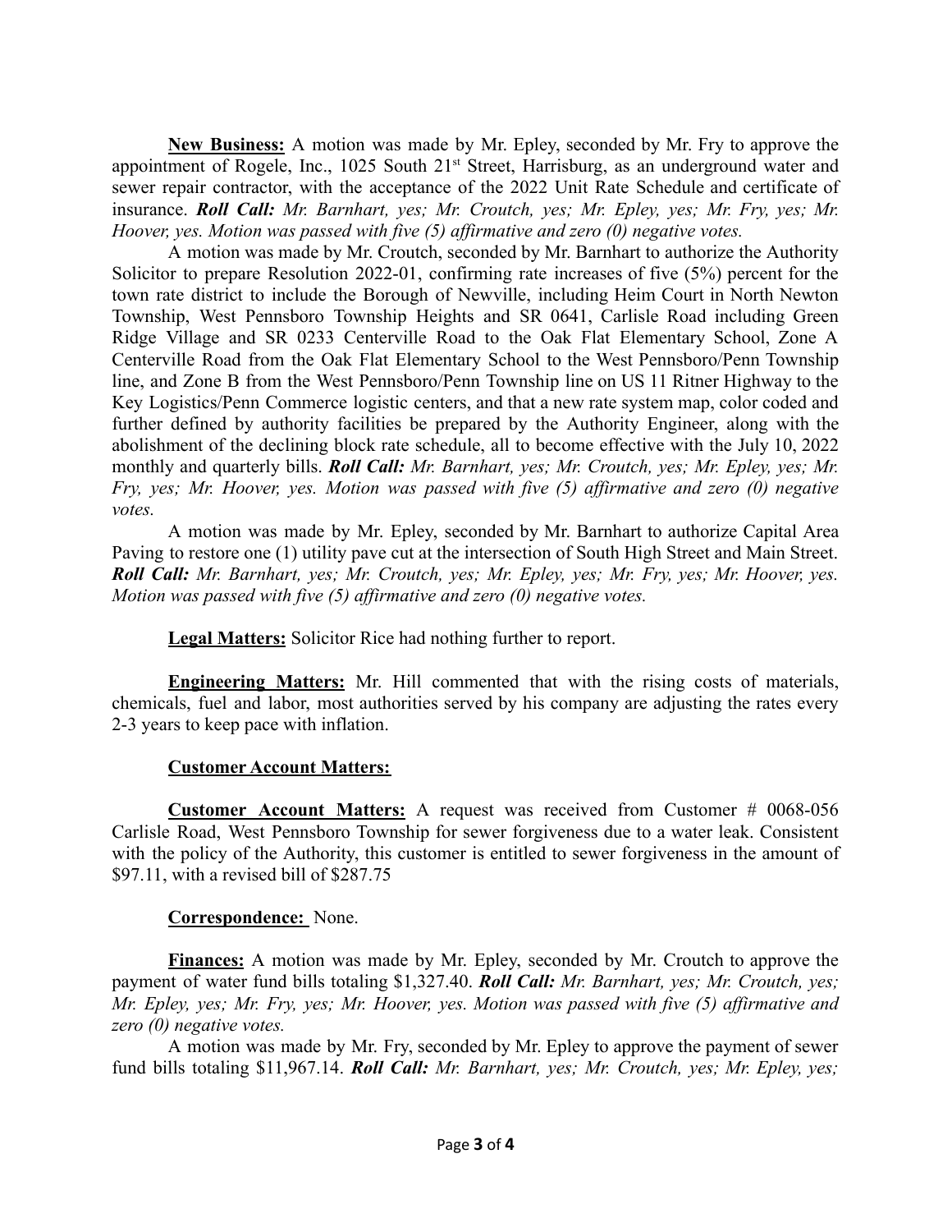**New Business:** A motion was made by Mr. Epley, seconded by Mr. Fry to approve the appointment of Rogele, Inc., 1025 South 21st Street, Harrisburg, as an underground water and sewer repair contractor, with the acceptance of the 2022 Unit Rate Schedule and certificate of insurance. ***Roll Call:*** *Mr. Barnhart, yes; Mr. Croutch, yes; Mr. Epley, yes; Mr. Fry, yes; Mr. Hoover, yes. Motion was passed with five (5) affirmative and zero (0) negative votes.*

A motion was made by Mr. Croutch, seconded by Mr. Barnhart to authorize the Authority Solicitor to prepare Resolution 2022-01, confirming rate increases of five (5%) percent for the town rate district to include the Borough of Newville, including Heim Court in North Newton Township, West Pennsboro Township Heights and SR 0641, Carlisle Road including Green Ridge Village and SR 0233 Centerville Road to the Oak Flat Elementary School, Zone A Centerville Road from the Oak Flat Elementary School to the West Pennsboro/Penn Township line, and Zone B from the West Pennsboro/Penn Township line on US 11 Ritner Highway to the Key Logistics/Penn Commerce logistic centers, and that a new rate system map, color coded and further defined by authority facilities be prepared by the Authority Engineer, along with the abolishment of the declining block rate schedule, all to become effective with the July 10, 2022 monthly and quarterly bills. ***Roll Call:*** *Mr. Barnhart, yes; Mr. Croutch, yes; Mr. Epley, yes; Mr. Fry, yes; Mr. Hoover, yes. Motion was passed with five (5) affirmative and zero (0) negative votes.*

A motion was made by Mr. Epley, seconded by Mr. Barnhart to authorize Capital Area Paving to restore one (1) utility pave cut at the intersection of South High Street and Main Street. ***Roll Call:*** *Mr. Barnhart, yes; Mr. Croutch, yes; Mr. Epley, yes; Mr. Fry, yes; Mr. Hoover, yes. Motion was passed with five (5) affirmative and zero (0) negative votes.*

**Legal Matters:** Solicitor Rice had nothing further to report.

**Engineering Matters:** Mr. Hill commented that with the rising costs of materials, chemicals, fuel and labor, most authorities served by his company are adjusting the rates every 2-3 years to keep pace with inflation.

**Customer Account Matters:**

**Customer Account Matters:** A request was received from Customer # 0068-056 Carlisle Road, West Pennsboro Township for sewer forgiveness due to a water leak. Consistent with the policy of the Authority, this customer is entitled to sewer forgiveness in the amount of $97.11, with a revised bill of $287.75

**Correspondence:** None.

**Finances:** A motion was made by Mr. Epley, seconded by Mr. Croutch to approve the payment of water fund bills totaling $1,327.40. ***Roll Call:*** *Mr. Barnhart, yes; Mr. Croutch, yes; Mr. Epley, yes; Mr. Fry, yes; Mr. Hoover, yes. Motion was passed with five (5) affirmative and zero (0) negative votes.*

A motion was made by Mr. Fry, seconded by Mr. Epley to approve the payment of sewer fund bills totaling $11,967.14. ***Roll Call:*** *Mr. Barnhart, yes; Mr. Croutch, yes; Mr. Epley, yes;*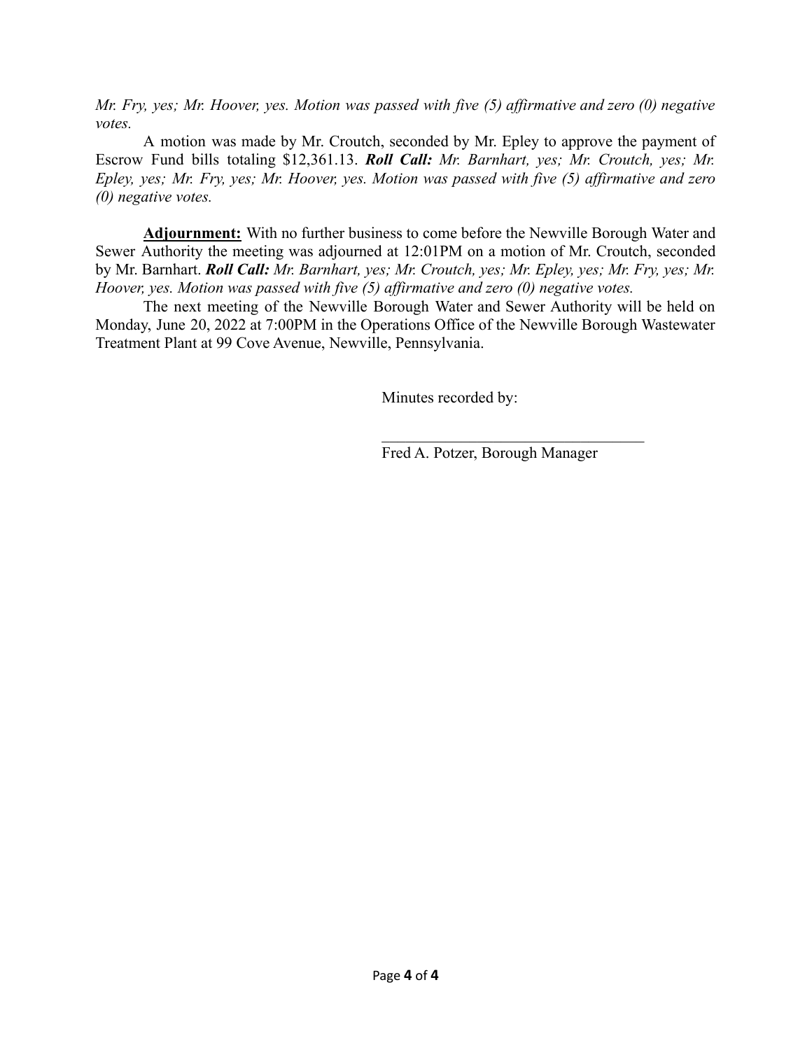*Mr. Fry, yes; Mr. Hoover, yes. Motion was passed with five (5) affirmative and zero (0) negative votes.*

A motion was made by Mr. Croutch, seconded by Mr. Epley to approve the payment of Escrow Fund bills totaling $12,361.13. ***Roll Call:*** *Mr. Barnhart, yes; Mr. Croutch, yes; Mr. Epley, yes; Mr. Fry, yes; Mr. Hoover, yes. Motion was passed with five (5) affirmative and zero (0) negative votes.*

**Adjournment:** With no further business to come before the Newville Borough Water and Sewer Authority the meeting was adjourned at 12:01PM on a motion of Mr. Croutch, seconded by Mr. Barnhart. ***Roll Call:*** *Mr. Barnhart, yes; Mr. Croutch, yes; Mr. Epley, yes; Mr. Fry, yes; Mr. Hoover, yes. Motion was passed with five (5) affirmative and zero (0) negative votes.*

The next meeting of the Newville Borough Water and Sewer Authority will be held on Monday, June 20, 2022 at 7:00PM in the Operations Office of the Newville Borough Wastewater Treatment Plant at 99 Cove Avenue, Newville, Pennsylvania.

Minutes recorded by:

___________________________________

Fred A. Potzer, Borough Manager